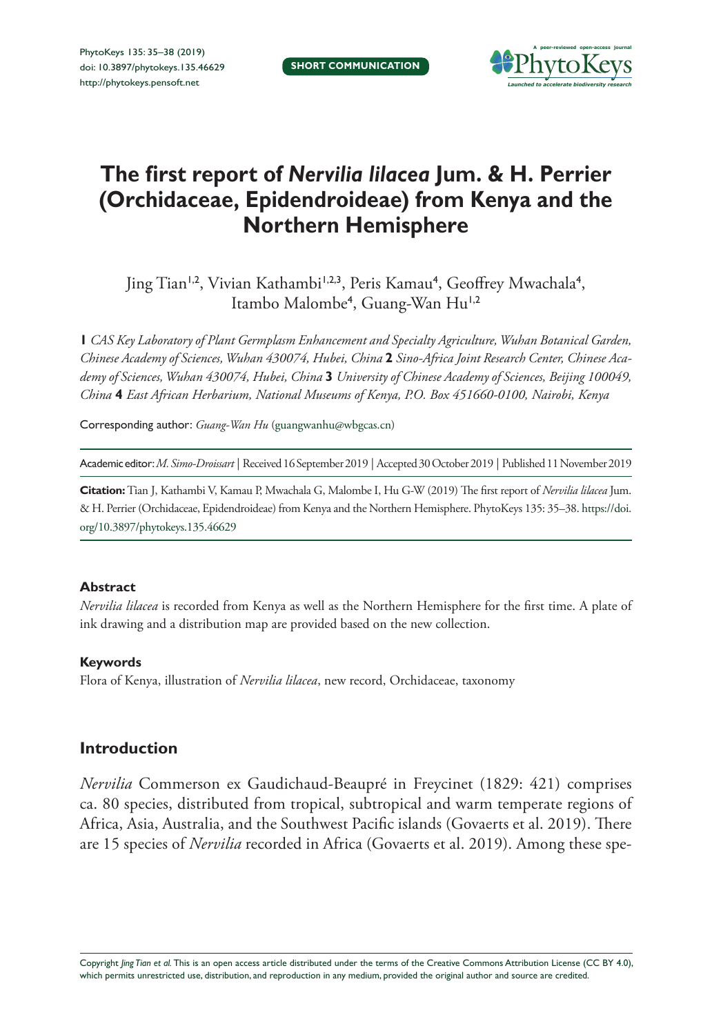SHORT COMMUNICATION

# The first report of *Nervilia lilacea* Jum. & H. Perrier (Orchidaceae, Epidendroideae) from Kenya and the Northern Hemisphere

Jing Tian[1,2], Vivian Kathambi[1,2,3], Peris Kamau[4], Geoffrey Mwachala[4], Itambo Malombe[4], Guang-Wan Hu[1,2]

**1** *CAS Key Laboratory of Plant Germplasm Enhancement and Specialty Agriculture, Wuhan Botanical Garden, Chinese Academy of Sciences, Wuhan 430074, Hubei, China* **2** *Sino-Africa Joint Research Center, Chinese Academy of Sciences, Wuhan 430074, Hubei, China* **3** *University of Chinese Academy of Sciences, Beijing 100049, China* **4** *East African Herbarium, National Museums of Kenya, P.O. Box 451660-0100, Nairobi, Kenya*

Corresponding author: *Guang-Wan Hu* (guangwanhu@wbgcas.cn)

Academic editor: *M. Simo-Droissart* | Received 16 September 2019 | Accepted 30 October 2019 | Published 11 November 2019

**Citation:** Tian J, Kathambi V, Kamau P, Mwachala G, Malombe I, Hu G-W (2019) The first report of *Nervilia lilacea* Jum. & H. Perrier (Orchidaceae, Epidendroideae) from Kenya and the Northern Hemisphere. PhytoKeys 135: 35–38. https://doi.org/10.3897/phytokeys.135.46629

#### Abstract

*Nervilia lilacea* is recorded from Kenya as well as the Northern Hemisphere for the first time. A plate of ink drawing and a distribution map are provided based on the new collection.

#### Keywords

Flora of Kenya, illustration of *Nervilia lilacea*, new record, Orchidaceae, taxonomy

## Introduction

*Nervilia* Commerson ex Gaudichaud-Beaupré in Freycinet (1829: 421) comprises ca. 80 species, distributed from tropical, subtropical and warm temperate regions of Africa, Asia, Australia, and the Southwest Pacific islands (Govaerts et al. 2019). There are 15 species of *Nervilia* recorded in Africa (Govaerts et al. 2019). Among these spe-

Copyright *Jing Tian et al.* This is an open access article distributed under the terms of the Creative Commons Attribution License (CC BY 4.0), which permits unrestricted use, distribution, and reproduction in any medium, provided the original author and source are credited.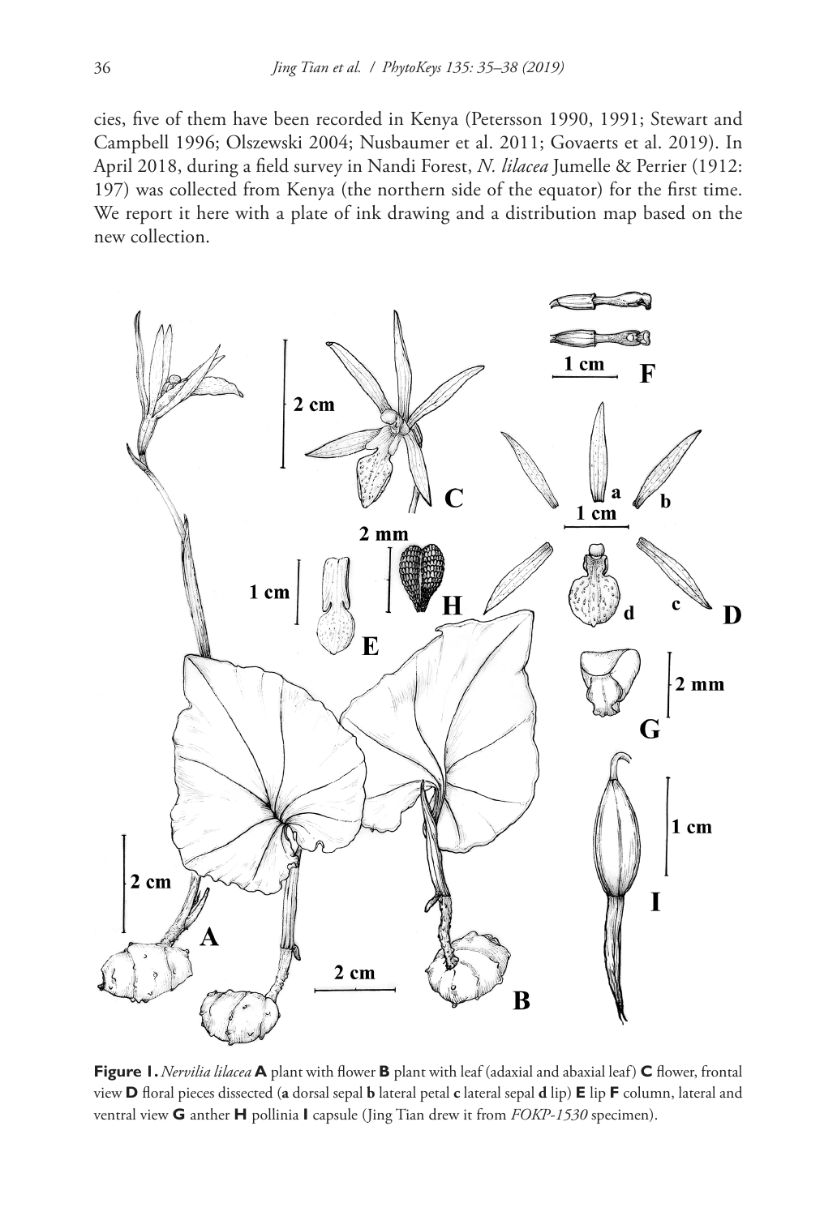cies, five of them have been recorded in Kenya (Petersson 1990, 1991; Stewart and Campbell 1996; Olszewski 2004; Nusbaumer et al. 2011; Govaerts et al. 2019). In April 2018, during a field survey in Nandi Forest, *N. lilacea* Jumelle & Perrier (1912: 197) was collected from Kenya (the northern side of the equator) for the first time. We report it here with a plate of ink drawing and a distribution map based on the new collection.

**Figure 1.** *Nervilia lilacea* **A** plant with flower **B** plant with leaf (adaxial and abaxial leaf) **C** flower, frontal view **D** floral pieces dissected (**a** dorsal sepal **b** lateral petal **c** lateral sepal **d** lip) **E** lip **F** column, lateral and ventral view **G** anther **H** pollinia **I** capsule (Jing Tian drew it from *FOKP-1530* specimen).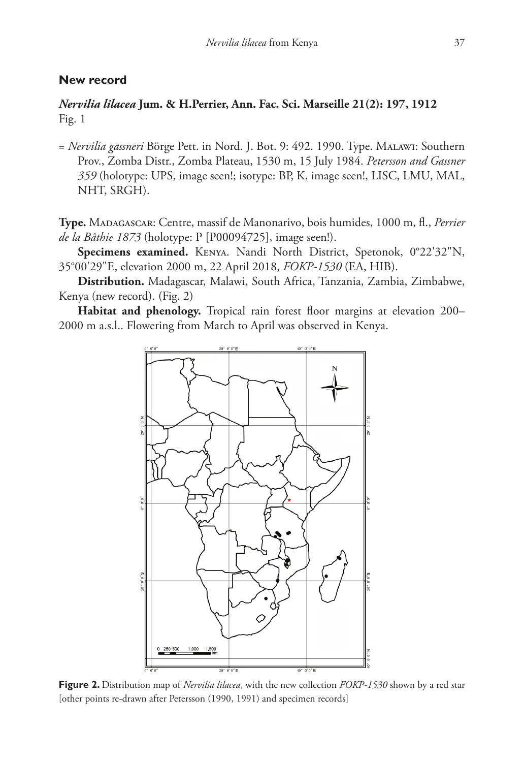## New record

### *Nervilia lilacea* Jum. & H.Perrier, Ann. Fac. Sci. Marseille 21(2): 197, 1912

Fig. 1

= *Nervilia gassneri* Börge Pett. in Nord. J. Bot. 9: 492. 1990. Type. Malawi: Southern Prov., Zomba Distr., Zomba Plateau, 1530 m, 15 July 1984. *Petersson and Gassner 359* (holotype: UPS, image seen!; isotype: BP, K, image seen!, LISC, LMU, MAL, NHT, SRGH).

**Type.** Madagascar: Centre, massif de Manonarivo, bois humides, 1000 m, fl., *Perrier de la Bâthie 1873* (holotype: P [P00094725], image seen!).

**Specimens examined.** Kenya. Nandi North District, Spetonok, 0°22'32"N, 35°00'29"E, elevation 2000 m, 22 April 2018, *FOKP-1530* (EA, HIB).

**Distribution.** Madagascar, Malawi, South Africa, Tanzania, Zambia, Zimbabwe, Kenya (new record). (Fig. 2)

**Habitat and phenology.** Tropical rain forest floor margins at elevation 200–2000 m a.s.l.. Flowering from March to April was observed in Kenya.

**Figure 2.** Distribution map of *Nervilia lilacea*, with the new collection *FOKP-1530* shown by a red star [other points re-drawn after Petersson (1990, 1991) and specimen records]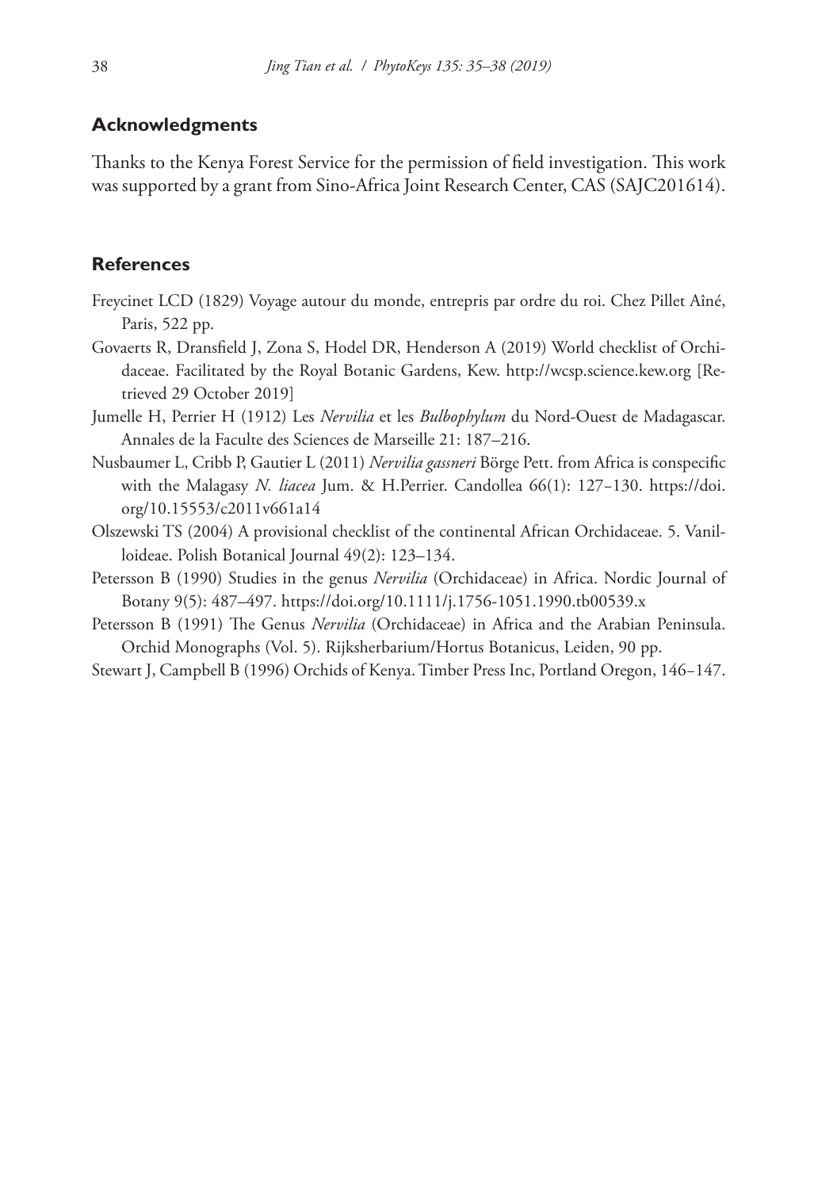## Acknowledgments

Thanks to the Kenya Forest Service for the permission of field investigation. This work was supported by a grant from Sino-Africa Joint Research Center, CAS (SAJC201614).

## References

Freycinet LCD (1829) Voyage autour du monde, entrepris par ordre du roi. Chez Pillet Aîné, Paris, 522 pp.

Govaerts R, Dransfield J, Zona S, Hodel DR, Henderson A (2019) World checklist of Orchidaceae. Facilitated by the Royal Botanic Gardens, Kew. http://wcsp.science.kew.org [Retrieved 29 October 2019]

Jumelle H, Perrier H (1912) Les *Nervilia* et les *Bulbophylum* du Nord-Ouest de Madagascar. Annales de la Faculte des Sciences de Marseille 21: 187–216.

Nusbaumer L, Cribb P, Gautier L (2011) *Nervilia gassneri* Börge Pett. from Africa is conspecific with the Malagasy *N. liacea* Jum. & H.Perrier. Candollea 66(1): 127–130. https://doi.org/10.15553/c2011v661a14

Olszewski TS (2004) A provisional checklist of the continental African Orchidaceae. 5. Vanilloideae. Polish Botanical Journal 49(2): 123–134.

Petersson B (1990) Studies in the genus *Nervilia* (Orchidaceae) in Africa. Nordic Journal of Botany 9(5): 487–497. https://doi.org/10.1111/j.1756-1051.1990.tb00539.x

Petersson B (1991) The Genus *Nervilia* (Orchidaceae) in Africa and the Arabian Peninsula. Orchid Monographs (Vol. 5). Rijksherbarium/Hortus Botanicus, Leiden, 90 pp.

Stewart J, Campbell B (1996) Orchids of Kenya. Timber Press Inc, Portland Oregon, 146–147.